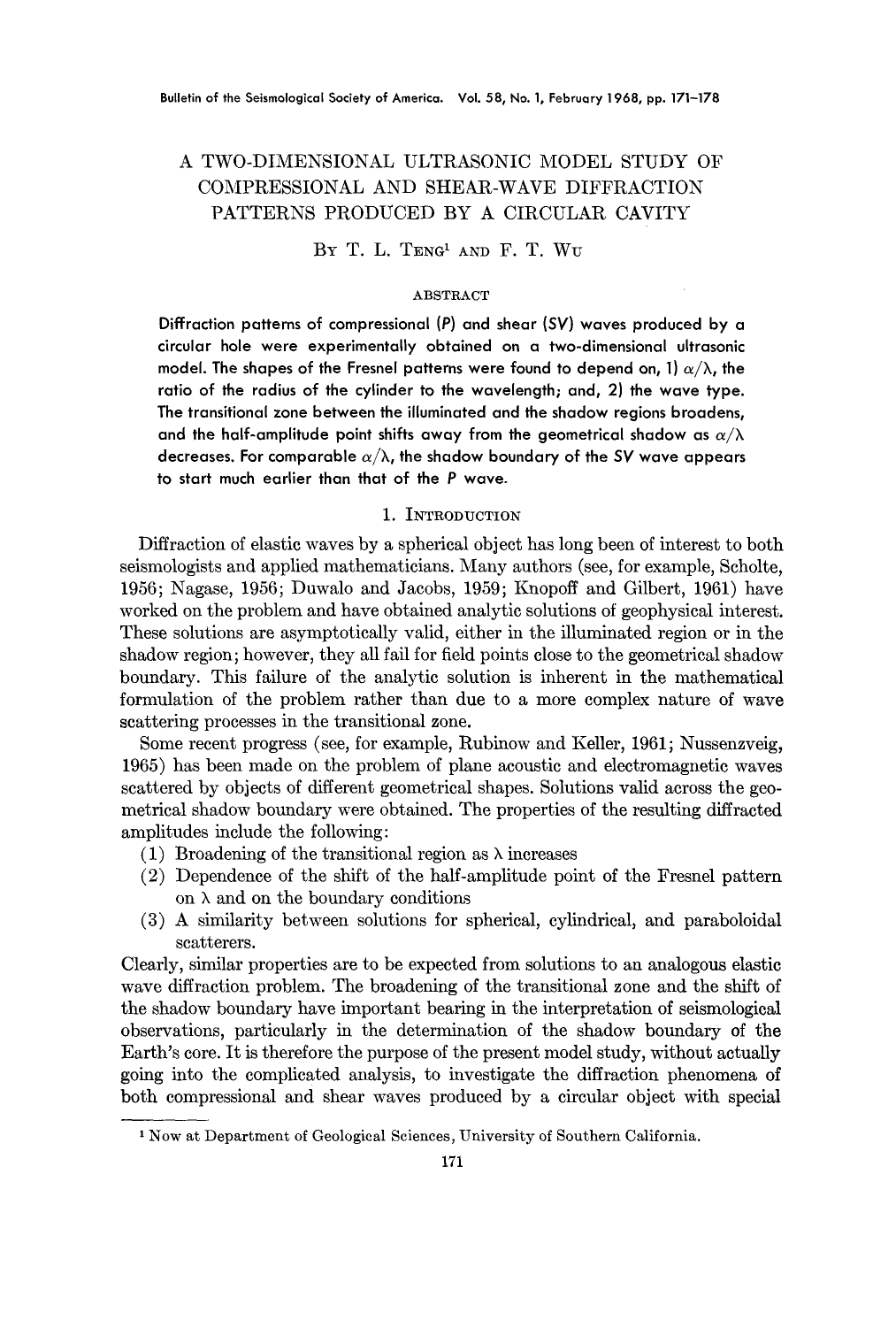# A TWO-DIMENSIONAL ULTRASONIC MODEL STUDY OF COMPRESSIONAL AND SHEAR-WAVE DIFFRACTION PATTERNS PRODUCED BY A CIRCULAR CAVITY

By T. L. Teng[1] and F. T. Wu

## ABSTRACT

**Diffraction patterns of compressional (P) and shear (SV) waves produced by a circular hole were experimentally obtained on a two-dimensional ultrasonic model. The shapes of the Fresnel patterns were found to depend on, 1) $a/\lambda$, the ratio of the radius of the cylinder to the wavelength; and, 2) the wave type. The transitional zone between the illuminated and the shadow regions broadens, and the half-amplitude point shifts away from the geometrical shadow as $a/\lambda$ decreases. For comparable $a/\lambda$, the shadow boundary of the SV wave appears to start much earlier than that of the P wave.**

## 1. Introduction

Diffraction of elastic waves by a spherical object has long been of interest to both seismologists and applied mathematicians. Many authors (see, for example, Scholte, 1956; Nagase, 1956; Duwalo and Jacobs, 1959; Knopoff and Gilbert, 1961) have worked on the problem and have obtained analytic solutions of geophysical interest. These solutions are asymptotically valid, either in the illuminated region or in the shadow region; however, they all fail for field points close to the geometrical shadow boundary. This failure of the analytic solution is inherent in the mathematical formulation of the problem rather than due to a more complex nature of wave scattering processes in the transitional zone.

Some recent progress (see, for example, Rubinow and Keller, 1961; Nussenzveig, 1965) has been made on the problem of plane acoustic and electromagnetic waves scattered by objects of different geometrical shapes. Solutions valid across the geometrical shadow boundary were obtained. The properties of the resulting diffracted amplitudes include the following:

(1) Broadening of the transitional region as $\lambda$ increases
(2) Dependence of the shift of the half-amplitude point of the Fresnel pattern on $\lambda$ and on the boundary conditions
(3) A similarity between solutions for spherical, cylindrical, and paraboloidal scatterers.

Clearly, similar properties are to be expected from solutions to an analogous elastic wave diffraction problem. The broadening of the transitional zone and the shift of the shadow boundary have important bearing in the interpretation of seismological observations, particularly in the determination of the shadow boundary of the Earth's core. It is therefore the purpose of the present model study, without actually going into the complicated analysis, to investigate the diffraction phenomena of both compressional and shear waves produced by a circular object with special

[1] Now at Department of Geological Sciences, University of Southern California.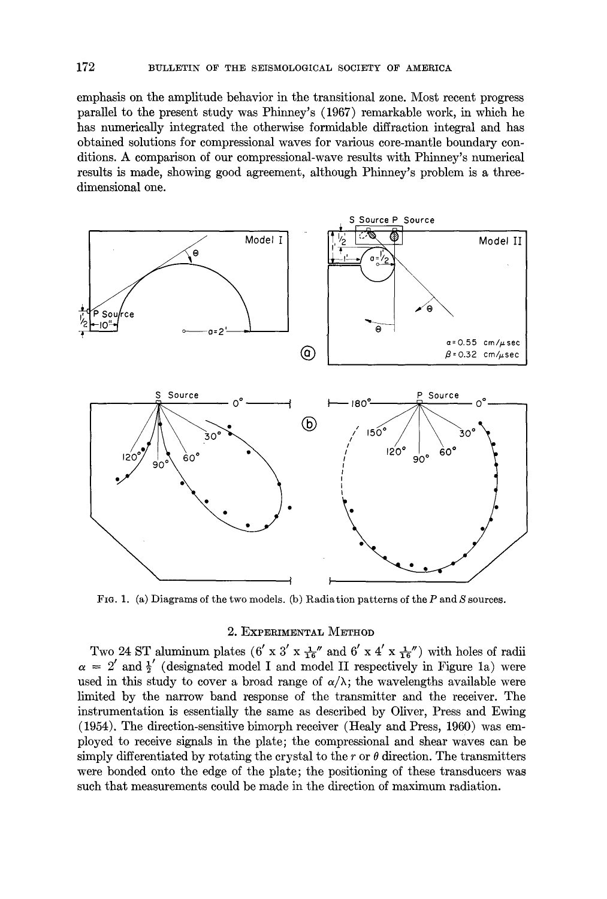emphasis on the amplitude behavior in the transitional zone. Most recent progress parallel to the present study was Phinney's (1967) remarkable work, in which he has numerically integrated the otherwise formidable diffraction integral and has obtained solutions for compressional waves for various core-mantle boundary conditions. A comparison of our compressional-wave results with Phinney's numerical results is made, showing good agreement, although Phinney's problem is a three-dimensional one.

FIG. 1. (a) Diagrams of the two models. (b) Radiation patterns of the $P$ and $S$ sources.

## 2. Experimental Method

Two 24 ST aluminum plates ($6' \times 3' \times \frac{1}{16}''$ and $6' \times 4' \times \frac{1}{16}''$) with holes of radii $a = 2'$ and $\frac{1}{2}'$ (designated model I and model II respectively in Figure 1a) were used in this study to cover a broad range of $a/\lambda$; the wavelengths available were limited by the narrow band response of the transmitter and the receiver. The instrumentation is essentially the same as described by Oliver, Press and Ewing (1954). The direction-sensitive bimorph receiver (Healy and Press, 1960) was employed to receive signals in the plate; the compressional and shear waves can be simply differentiated by rotating the crystal to the $r$ or $\theta$ direction. The transmitters were bonded onto the edge of the plate; the positioning of these transducers was such that measurements could be made in the direction of maximum radiation.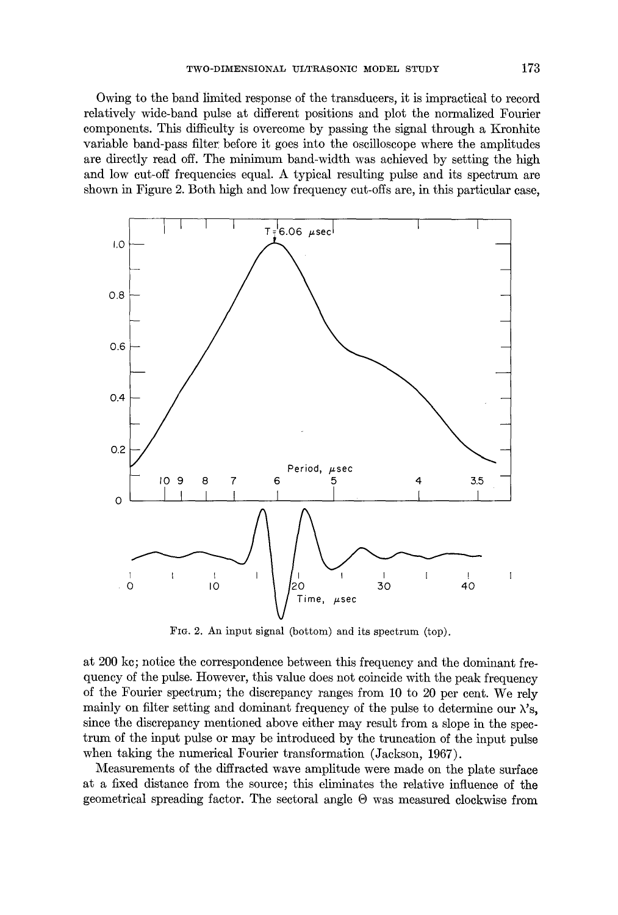Owing to the band limited response of the transducers, it is impractical to record relatively wide-band pulse at different positions and plot the normalized Fourier components. This difficulty is overcome by passing the signal through a Kronhite variable band-pass filter before it goes into the oscilloscope where the amplitudes are directly read off. The minimum band-width was achieved by setting the high and low cut-off frequencies equal. A typical resulting pulse and its spectrum are shown in Figure 2. Both high and low frequency cut-offs are, in this particular case,

FIG. 2. An input signal (bottom) and its spectrum (top).

at 200 kc; notice the correspondence between this frequency and the dominant frequency of the pulse. However, this value does not coincide with the peak frequency of the Fourier spectrum; the discrepancy ranges from 10 to 20 per cent. We rely mainly on filter setting and dominant frequency of the pulse to determine our $\lambda$'s, since the discrepancy mentioned above either may result from a slope in the spectrum of the input pulse or may be introduced by the truncation of the input pulse when taking the numerical Fourier transformation (Jackson, 1967).

Measurements of the diffracted wave amplitude were made on the plate surface at a fixed distance from the source; this eliminates the relative influence of the geometrical spreading factor. The sectoral angle $\Theta$ was measured clockwise from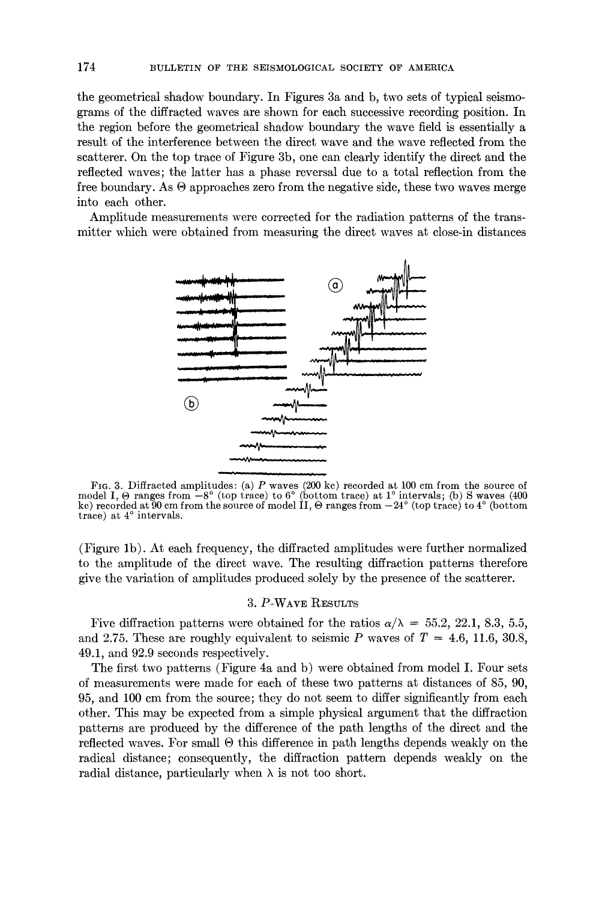the geometrical shadow boundary. In Figures 3a and b, two sets of typical seismograms of the diffracted waves are shown for each successive recording position. In the region before the geometrical shadow boundary the wave field is essentially a result of the interference between the direct wave and the wave reflected from the scatterer. On the top trace of Figure 3b, one can clearly identify the direct and the reflected waves; the latter has a phase reversal due to a total reflection from the free boundary. As $\Theta$ approaches zero from the negative side, these two waves merge into each other.

Amplitude measurements were corrected for the radiation patterns of the transmitter which were obtained from measuring the direct waves at close-in distances

FIG. 3. Diffracted amplitudes: (a) $P$ waves (200 kc) recorded at 100 cm from the source of model I, $\Theta$ ranges from $-8°$ (top trace) to $6°$ (bottom trace) at $1°$ intervals; (b) S waves (400 kc) recorded at 90 cm from the source of model II, $\Theta$ ranges from $-24°$ (top trace) to $4°$ (bottom trace) at $4°$ intervals.

(Figure 1b). At each frequency, the diffracted amplitudes were further normalized to the amplitude of the direct wave. The resulting diffraction patterns therefore give the variation of amplitudes produced solely by the presence of the scatterer.

## 3. $P$-WAVE RESULTS

Five diffraction patterns were obtained for the ratios $\alpha/\lambda = 55.2, 22.1, 8.3, 5.5$, and $2.75$. These are roughly equivalent to seismic $P$ waves of $T = 4.6, 11.6, 30.8$, $49.1$, and $92.9$ seconds respectively.

The first two patterns (Figure 4a and b) were obtained from model I. Four sets of measurements were made for each of these two patterns at distances of 85, 90, 95, and 100 cm from the source; they do not seem to differ significantly from each other. This may be expected from a simple physical argument that the diffraction patterns are produced by the difference of the path lengths of the direct and the reflected waves. For small $\Theta$ this difference in path lengths depends weakly on the radical distance; consequently, the diffraction pattern depends weakly on the radial distance, particularly when $\lambda$ is not too short.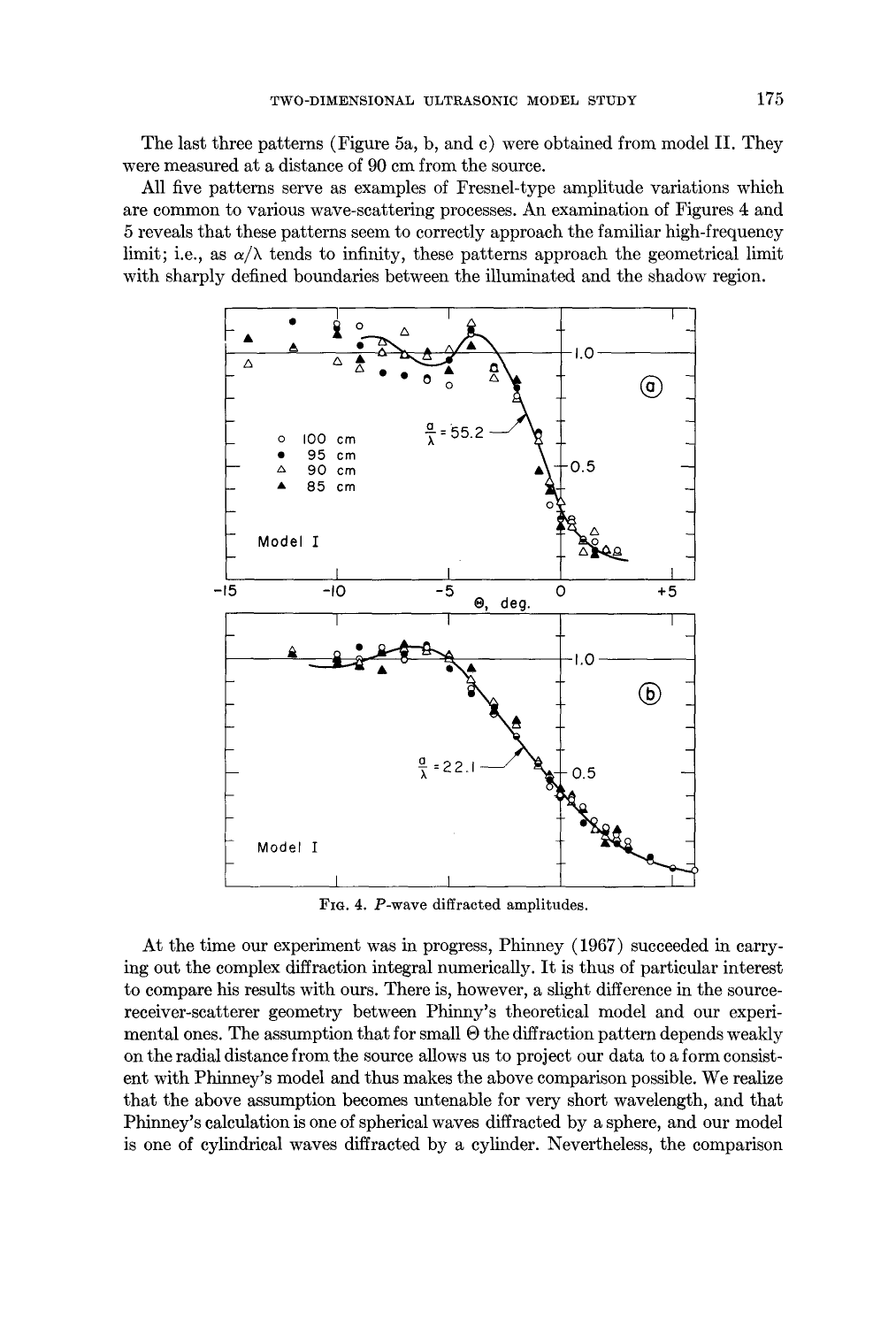The last three patterns (Figure 5a, b, and c) were obtained from model II. They were measured at a distance of 90 cm from the source.

All five patterns serve as examples of Fresnel-type amplitude variations which are common to various wave-scattering processes. An examination of Figures 4 and 5 reveals that these patterns seem to correctly approach the familiar high-frequency limit; i.e., as $\alpha/\lambda$ tends to infinity, these patterns approach the geometrical limit with sharply defined boundaries between the illuminated and the shadow region.

FIG. 4. $P$-wave diffracted amplitudes.

At the time our experiment was in progress, Phinney (1967) succeeded in carrying out the complex diffraction integral numerically. It is thus of particular interest to compare his results with ours. There is, however, a slight difference in the source-receiver-scatterer geometry between Phinny's theoretical model and our experimental ones. The assumption that for small $\Theta$ the diffraction pattern depends weakly on the radial distance from the source allows us to project our data to a form consistent with Phinney's model and thus makes the above comparison possible. We realize that the above assumption becomes untenable for very short wavelength, and that Phinney's calculation is one of spherical waves diffracted by a sphere, and our model is one of cylindrical waves diffracted by a cylinder. Nevertheless, the comparison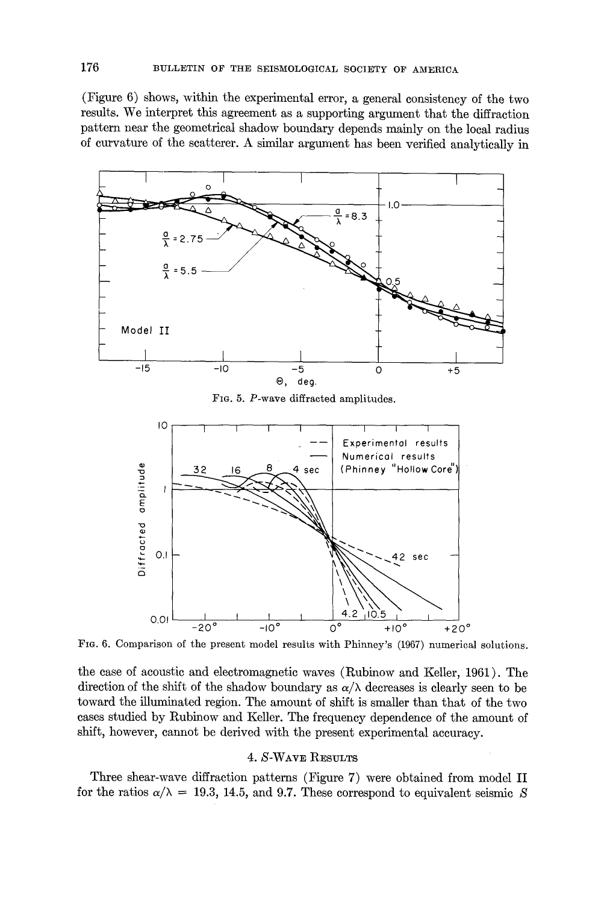(Figure 6) shows, within the experimental error, a general consistency of the two results. We interpret this agreement as a supporting argument that the diffraction pattern near the geometrical shadow boundary depends mainly on the local radius of curvature of the scatterer. A similar argument has been verified analytically in

FIG. 5. P-wave diffracted amplitudes.

FIG. 6. Comparison of the present model results with Phinney's (1967) numerical solutions.

the case of acoustic and electromagnetic waves (Rubinow and Keller, 1961). The direction of the shift of the shadow boundary as $\alpha/\lambda$ decreases is clearly seen to be toward the illuminated region. The amount of shift is smaller than that of the two cases studied by Rubinow and Keller. The frequency dependence of the amount of shift, however, cannot be derived with the present experimental accuracy.

## 4. S-WAVE RESULTS

Three shear-wave diffraction patterns (Figure 7) were obtained from model II for the ratios $\alpha/\lambda$ = 19.3, 14.5, and 9.7. These correspond to equivalent seismic S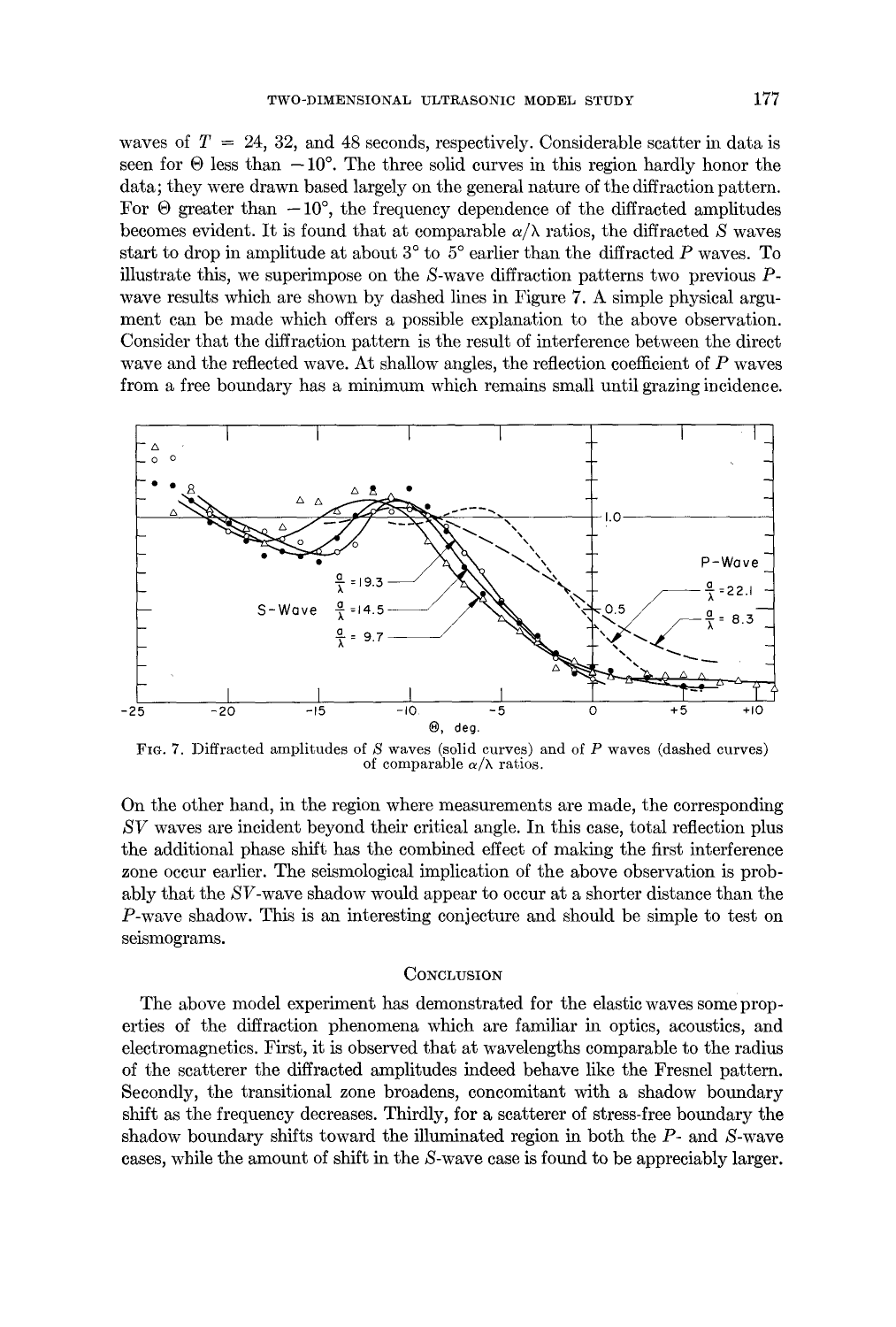waves of $T = 24$, 32, and 48 seconds, respectively. Considerable scatter in data is seen for $\Theta$ less than $-10°$. The three solid curves in this region hardly honor the data; they were drawn based largely on the general nature of the diffraction pattern. For $\Theta$ greater than $-10°$, the frequency dependence of the diffracted amplitudes becomes evident. It is found that at comparable $a/\lambda$ ratios, the diffracted $S$ waves start to drop in amplitude at about 3° to 5° earlier than the diffracted $P$ waves. To illustrate this, we superimpose on the $S$-wave diffraction patterns two previous $P$-wave results which are shown by dashed lines in Figure 7. A simple physical argument can be made which offers a possible explanation to the above observation. Consider that the diffraction pattern is the result of interference between the direct wave and the reflected wave. At shallow angles, the reflection coefficient of $P$ waves from a free boundary has a minimum which remains small until grazing incidence.

FIG. 7. Diffracted amplitudes of $S$ waves (solid curves) and of $P$ waves (dashed curves) of comparable $a/\lambda$ ratios.

On the other hand, in the region where measurements are made, the corresponding $SV$ waves are incident beyond their critical angle. In this case, total reflection plus the additional phase shift has the combined effect of making the first interference zone occur earlier. The seismological implication of the above observation is probably that the $SV$-wave shadow would appear to occur at a shorter distance than the $P$-wave shadow. This is an interesting conjecture and should be simple to test on seismograms.

## CONCLUSION

The above model experiment has demonstrated for the elastic waves some properties of the diffraction phenomena which are familiar in optics, acoustics, and electromagnetics. First, it is observed that at wavelengths comparable to the radius of the scatterer the diffracted amplitudes indeed behave like the Fresnel pattern. Secondly, the transitional zone broadens, concomitant with a shadow boundary shift as the frequency decreases. Thirdly, for a scatterer of stress-free boundary the shadow boundary shifts toward the illuminated region in both the $P$- and $S$-wave cases, while the amount of shift in the $S$-wave case is found to be appreciably larger.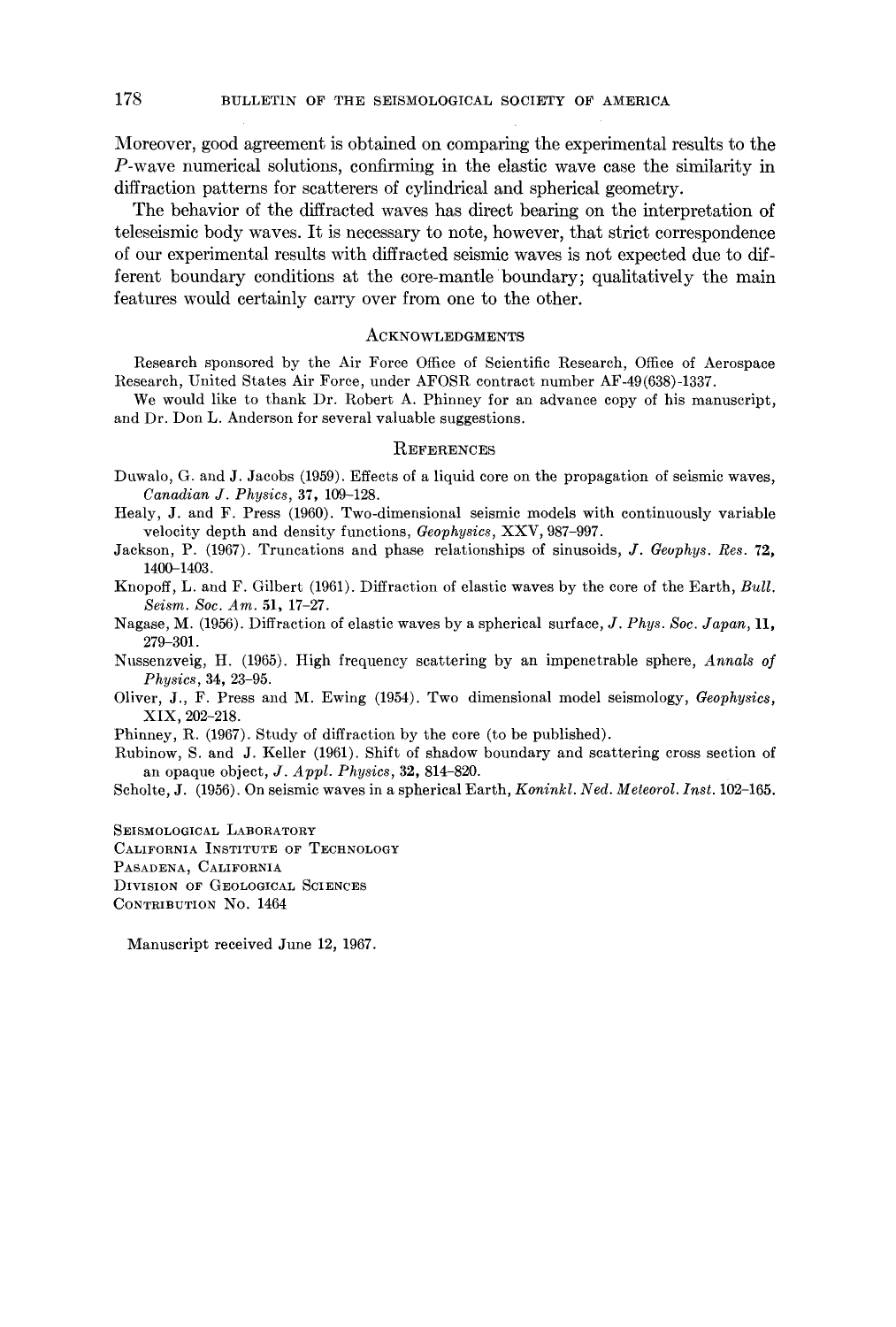Moreover, good agreement is obtained on comparing the experimental results to the $P$-wave numerical solutions, confirming in the elastic wave case the similarity in diffraction patterns for scatterers of cylindrical and spherical geometry.

The behavior of the diffracted waves has direct bearing on the interpretation of teleseismic body waves. It is necessary to note, however, that strict correspondence of our experimental results with diffracted seismic waves is not expected due to different boundary conditions at the core-mantle boundary; qualitatively the main features would certainly carry over from one to the other.

## Acknowledgments

Research sponsored by the Air Force Office of Scientific Research, Office of Aerospace Research, United States Air Force, under AFOSR contract number AF-49(638)-1337.

We would like to thank Dr. Robert A. Phinney for an advance copy of his manuscript, and Dr. Don L. Anderson for several valuable suggestions.

## References

Duwalo, G. and J. Jacobs (1959). Effects of a liquid core on the propagation of seismic waves, *Canadian J. Physics*, **37**, 109–128.

Healy, J. and F. Press (1960). Two-dimensional seismic models with continuously variable velocity depth and density functions, *Geophysics*, XXV, 987–997.

Jackson, P. (1967). Truncations and phase relationships of sinusoids, *J. Geophys. Res.* **72,** 1400–1403.

Knopoff, L. and F. Gilbert (1961). Diffraction of elastic waves by the core of the Earth, *Bull. Seism. Soc. Am.* **51,** 17–27.

Nagase, M. (1956). Diffraction of elastic waves by a spherical surface, *J. Phys. Soc. Japan,* **11,** 279–301.

Nussenzveig, H. (1965). High frequency scattering by an impenetrable sphere, *Annals of Physics*, **34,** 23–95.

Oliver, J., F. Press and M. Ewing (1954). Two dimensional model seismology, *Geophysics*, XIX, 202–218.

Phinney, R. (1967). Study of diffraction by the core (to be published).

Rubinow, S. and J. Keller (1961). Shift of shadow boundary and scattering cross section of an opaque object, *J. Appl. Physics*, **32,** 814–820.

Scholte, J. (1956). On seismic waves in a spherical Earth, *Koninkl. Ned. Meteorol. Inst.* 102–165.

Seismological Laboratory
California Institute of Technology
Pasadena, California
Division of Geological Sciences
Contribution No. 1464

Manuscript received June 12, 1967.